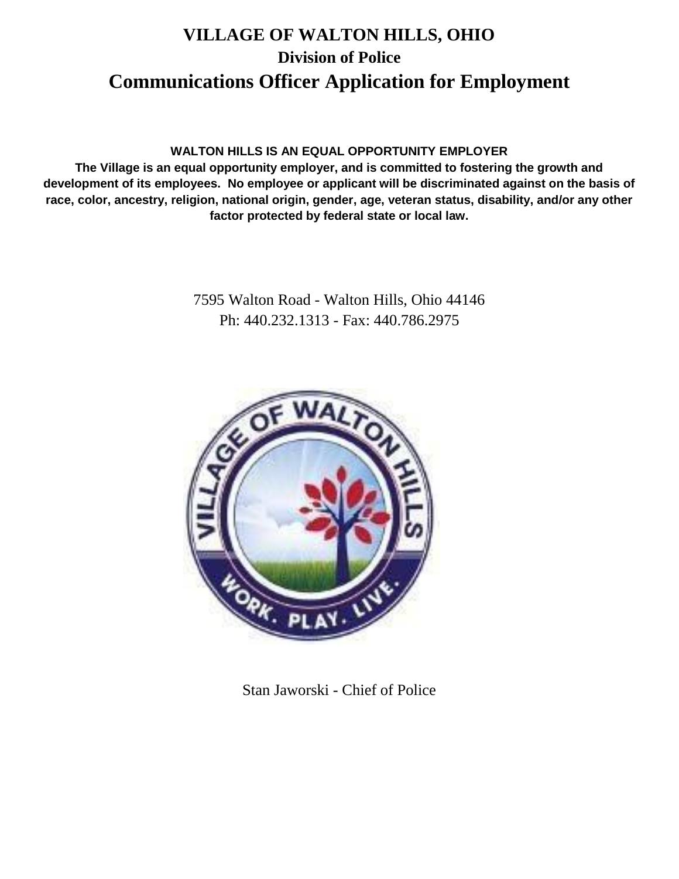# VILLAGE OF WALTON HILLS, OHIO

## Division of Police

# Communications Officer Application for Employment

**WALTON HILLS IS AN EQUAL OPPORTUNITY EMPLOYER**

**The Village is an equal opportunity employer, and is committed to fostering the growth and development of its employees. No employee or applicant will be discriminated against on the basis of race, color, ancestry, religion, national origin, gender, age, veteran status, disability, and/or any other factor protected by federal state or local law.**

7595 Walton Road - Walton Hills, Ohio 44146

Ph: 440.232.1313 - Fax: 440.786.2975

Stan Jaworski - Chief of Police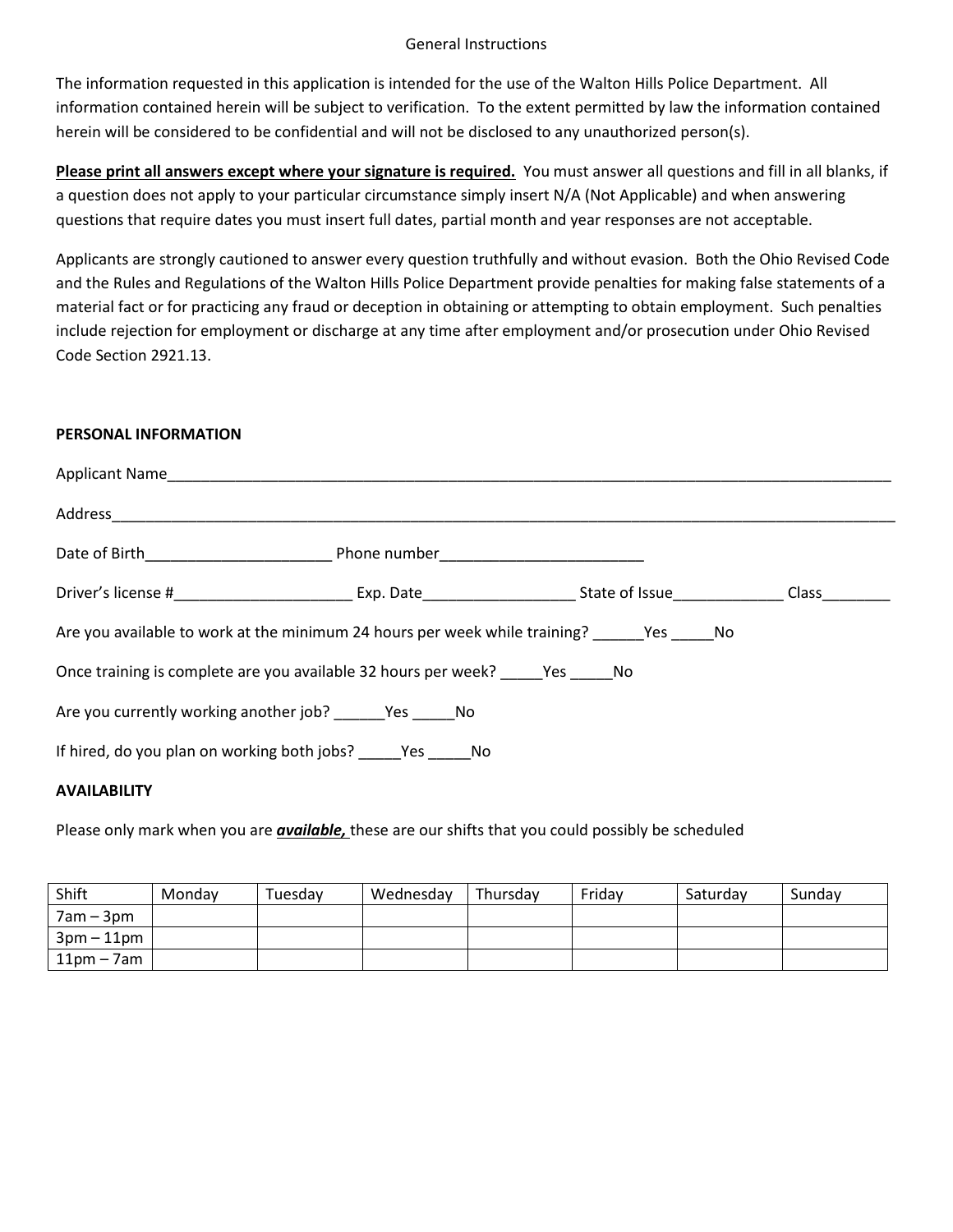General Instructions

The information requested in this application is intended for the use of the Walton Hills Police Department. All information contained herein will be subject to verification. To the extent permitted by law the information contained herein will be considered to be confidential and will not be disclosed to any unauthorized person(s).

**Please print all answers except where your signature is required.** You must answer all questions and fill in all blanks, if a question does not apply to your particular circumstance simply insert N/A (Not Applicable) and when answering questions that require dates you must insert full dates, partial month and year responses are not acceptable.

Applicants are strongly cautioned to answer every question truthfully and without evasion. Both the Ohio Revised Code and the Rules and Regulations of the Walton Hills Police Department provide penalties for making false statements of a material fact or for practicing any fraud or deception in obtaining or attempting to obtain employment. Such penalties include rejection for employment or discharge at any time after employment and/or prosecution under Ohio Revised Code Section 2921.13.

**PERSONAL INFORMATION**

Applicant Name_______________________________________________________________________________

Address_____________________________________________________________________________________

Date of Birth_____________________ Phone number_______________________

Driver's license #____________________ Exp. Date_________________ State of Issue____________ Class________

Are you available to work at the minimum 24 hours per week while training? ______Yes _____No

Once training is complete are you available 32 hours per week? _____Yes _____No

Are you currently working another job? ______Yes _____No

If hired, do you plan on working both jobs? _____Yes _____No

**AVAILABILITY**

Please only mark when you are ***available,*** these are our shifts that you could possibly be scheduled

| Shift | Monday | Tuesday | Wednesday | Thursday | Friday | Saturday | Sunday |
|---|---|---|---|---|---|---|---|
| 7am – 3pm | | | | | | | |
| 3pm – 11pm | | | | | | | |
| 11pm – 7am | | | | | | | |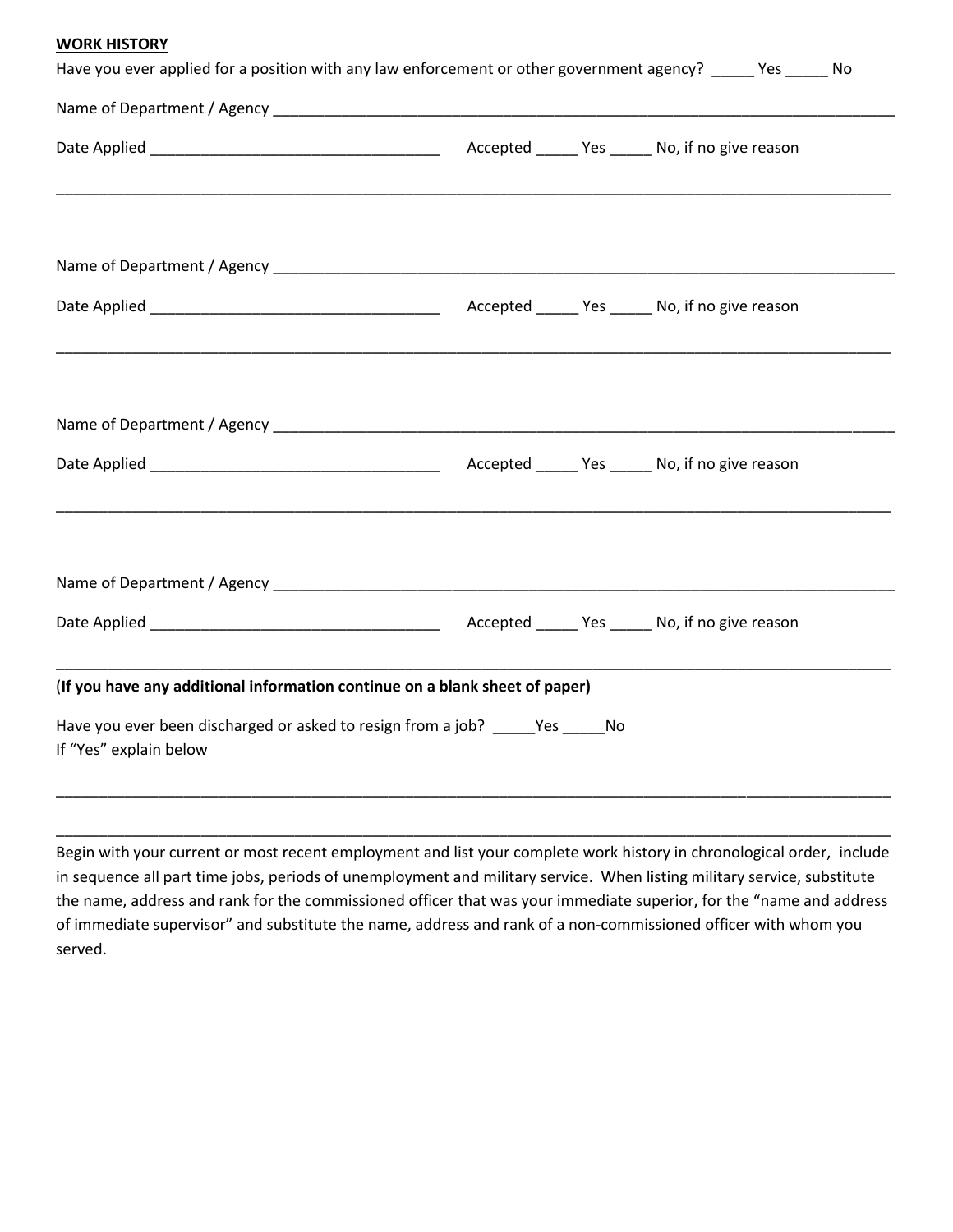**WORK HISTORY**

Have you ever applied for a position with any law enforcement or other government agency? _____ Yes _____ No

Name of Department / Agency ______________________________________________________________

Date Applied __________________________________ Accepted _____ Yes _____ No, if no give reason

______________________________________________________________________________________

Name of Department / Agency ______________________________________________________________

Date Applied __________________________________ Accepted _____ Yes _____ No, if no give reason

______________________________________________________________________________________

Name of Department / Agency ______________________________________________________________

Date Applied __________________________________ Accepted _____ Yes _____ No, if no give reason

______________________________________________________________________________________

Name of Department / Agency ______________________________________________________________

Date Applied __________________________________ Accepted _____ Yes _____ No, if no give reason

______________________________________________________________________________________

(**If you have any additional information continue on a blank sheet of paper)**

Have you ever been discharged or asked to resign from a job? _____Yes _____No
If "Yes" explain below

______________________________________________________________________________________

______________________________________________________________________________________

Begin with your current or most recent employment and list your complete work history in chronological order, include in sequence all part time jobs, periods of unemployment and military service. When listing military service, substitute the name, address and rank for the commissioned officer that was your immediate superior, for the "name and address of immediate supervisor" and substitute the name, address and rank of a non-commissioned officer with whom you served.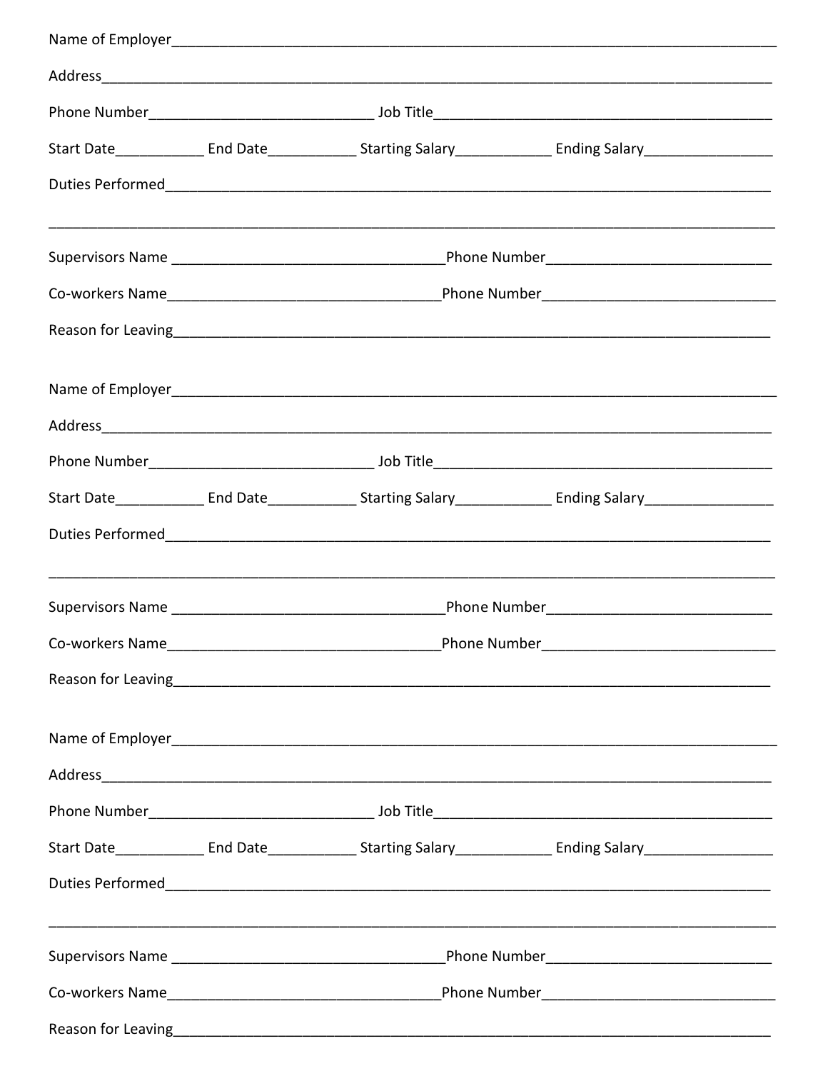Name of Employer_______________________________________________________________________________

Address_______________________________________________________________________________________

Phone Number____________________________ Job Title__________________________________________

Start Date___________ End Date___________ Starting Salary____________ Ending Salary________________

Duties Performed_______________________________________________________________________________

______________________________________________________________________________________________

Supervisors Name __________________________________Phone Number____________________________

Co-workers Name__________________________________Phone Number______________________________

Reason for Leaving_______________________________________________________________________________

Name of Employer_______________________________________________________________________________

Address_______________________________________________________________________________________

Phone Number____________________________ Job Title__________________________________________

Start Date___________ End Date___________ Starting Salary____________ Ending Salary________________

Duties Performed_______________________________________________________________________________

______________________________________________________________________________________________

Supervisors Name __________________________________Phone Number____________________________

Co-workers Name__________________________________Phone Number______________________________

Reason for Leaving_______________________________________________________________________________

Name of Employer_______________________________________________________________________________

Address_______________________________________________________________________________________

Phone Number____________________________ Job Title__________________________________________

Start Date___________ End Date___________ Starting Salary____________ Ending Salary________________

Duties Performed_______________________________________________________________________________

______________________________________________________________________________________________

Supervisors Name __________________________________Phone Number____________________________

Co-workers Name__________________________________Phone Number______________________________

Reason for Leaving_______________________________________________________________________________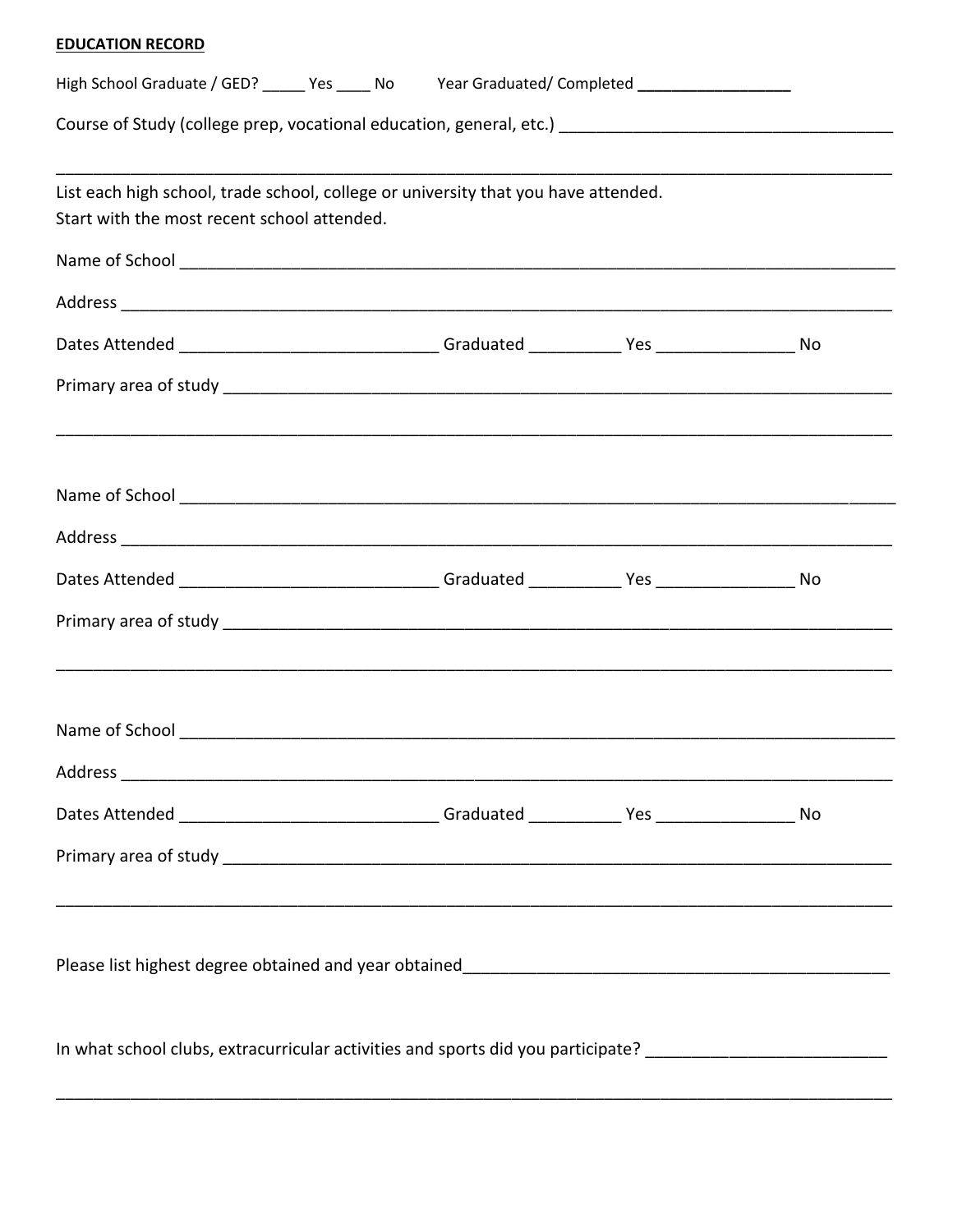**EDUCATION RECORD**

High School Graduate / GED? _____ Yes ____ No Year Graduated/ Completed ________________

Course of Study (college prep, vocational education, general, etc.) ____________________________________

____________________________________________________________________________________________

List each high school, trade school, college or university that you have attended.
Start with the most recent school attended.

Name of School ______________________________________________________________________________

Address _____________________________________________________________________________________

Dates Attended ____________________________ Graduated __________ Yes _______________ No

Primary area of study _________________________________________________________________________

____________________________________________________________________________________________

Name of School ______________________________________________________________________________

Address _____________________________________________________________________________________

Dates Attended ____________________________ Graduated __________ Yes _______________ No

Primary area of study _________________________________________________________________________

____________________________________________________________________________________________

Name of School ______________________________________________________________________________

Address _____________________________________________________________________________________

Dates Attended ____________________________ Graduated __________ Yes _______________ No

Primary area of study _________________________________________________________________________

____________________________________________________________________________________________

Please list highest degree obtained and year obtained_______________________________________________

In what school clubs, extracurricular activities and sports did you participate? __________________________

____________________________________________________________________________________________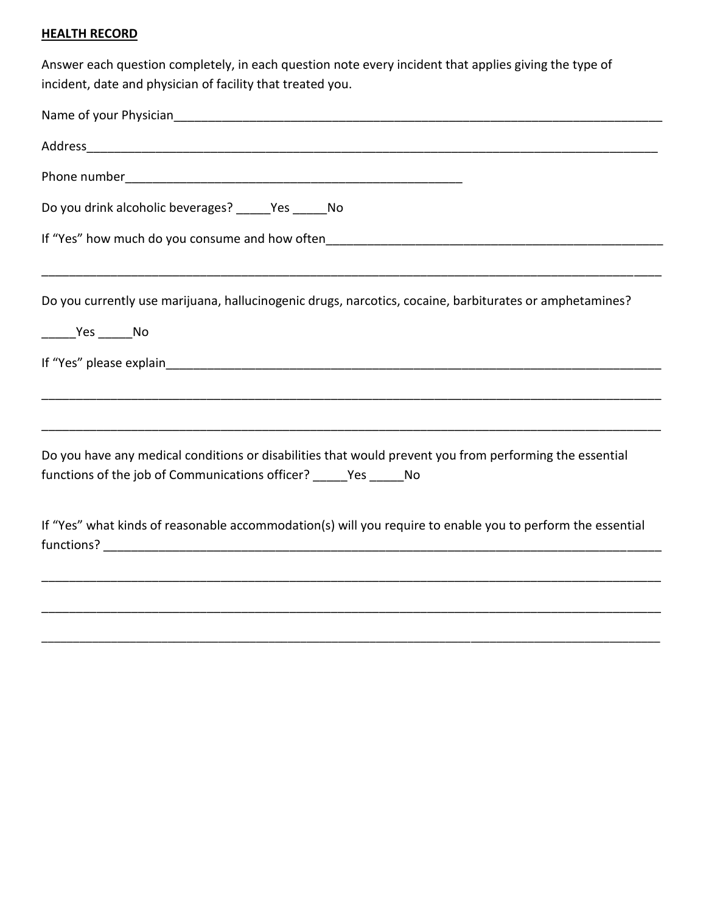**HEALTH RECORD**

Answer each question completely, in each question note every incident that applies giving the type of incident, date and physician of facility that treated you.

Name of your Physician_______________________________________________________________________

Address______________________________________________________________________________

Phone number____________________________________________________

Do you drink alcoholic beverages? _____Yes _____No

If "Yes" how much do you consume and how often__________________________________________________

_____________________________________________________________________________________

Do you currently use marijuana, hallucinogenic drugs, narcotics, cocaine, barbiturates or amphetamines?

_____Yes _____No

If "Yes" please explain__________________________________________________________________________

_____________________________________________________________________________________

_____________________________________________________________________________________

Do you have any medical conditions or disabilities that would prevent you from performing the essential functions of the job of Communications officer? _____Yes _____No

If "Yes" what kinds of reasonable accommodation(s) will you require to enable you to perform the essential functions? ________________________________________________________________________________

_____________________________________________________________________________________

_____________________________________________________________________________________

_____________________________________________________________________________________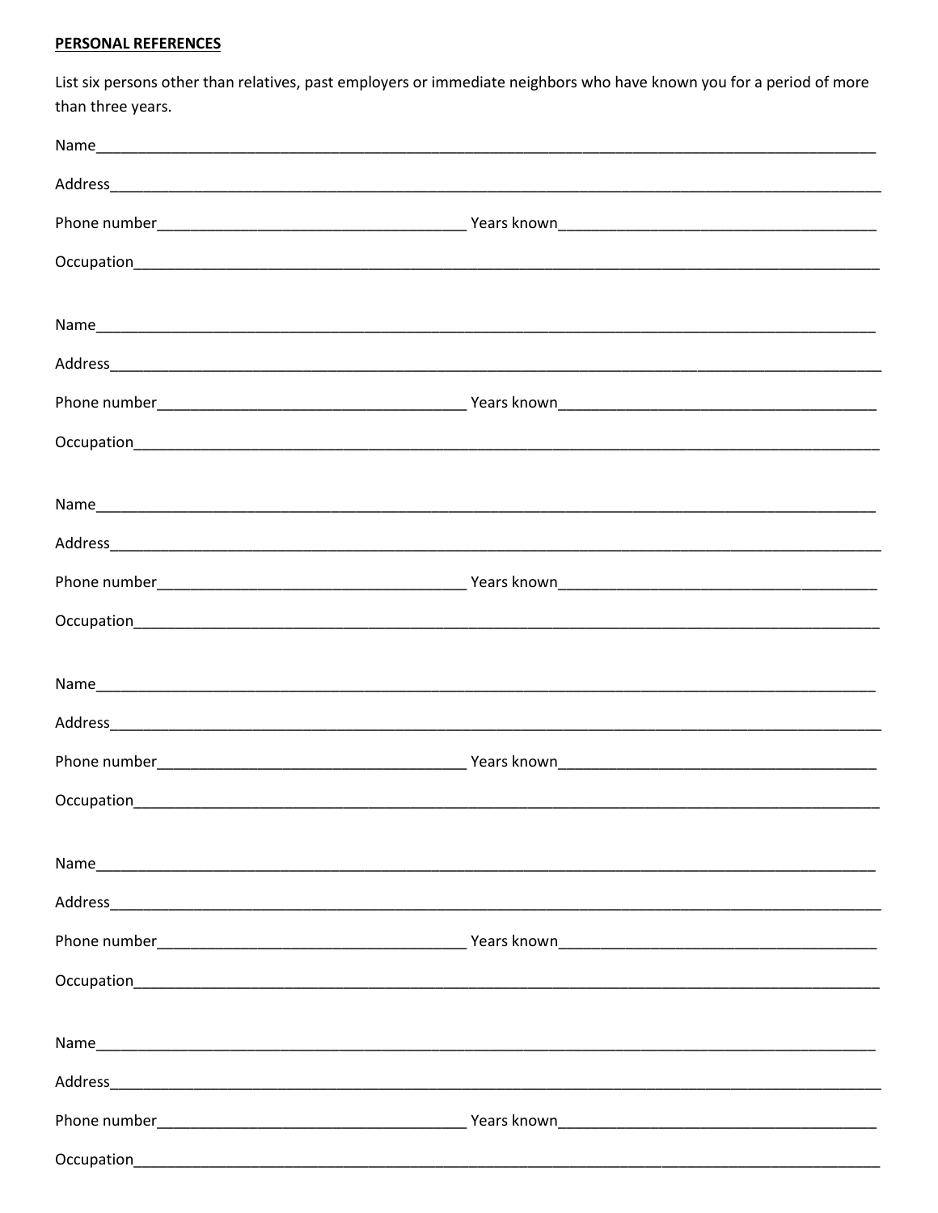**PERSONAL REFERENCES**

List six persons other than relatives, past employers or immediate neighbors who have known you for a period of more than three years.

Name_______________________________________________________________________________________

Address_____________________________________________________________________________________

Phone number_________________________________ Years known______________________________________

Occupation__________________________________________________________________________________

Name_______________________________________________________________________________________

Address_____________________________________________________________________________________

Phone number_________________________________ Years known______________________________________

Occupation__________________________________________________________________________________

Name_______________________________________________________________________________________

Address_____________________________________________________________________________________

Phone number_________________________________ Years known______________________________________

Occupation__________________________________________________________________________________

Name_______________________________________________________________________________________

Address_____________________________________________________________________________________

Phone number_________________________________ Years known______________________________________

Occupation__________________________________________________________________________________

Name_______________________________________________________________________________________

Address_____________________________________________________________________________________

Phone number_________________________________ Years known______________________________________

Occupation__________________________________________________________________________________

Name_______________________________________________________________________________________

Address_____________________________________________________________________________________

Phone number_________________________________ Years known______________________________________

Occupation__________________________________________________________________________________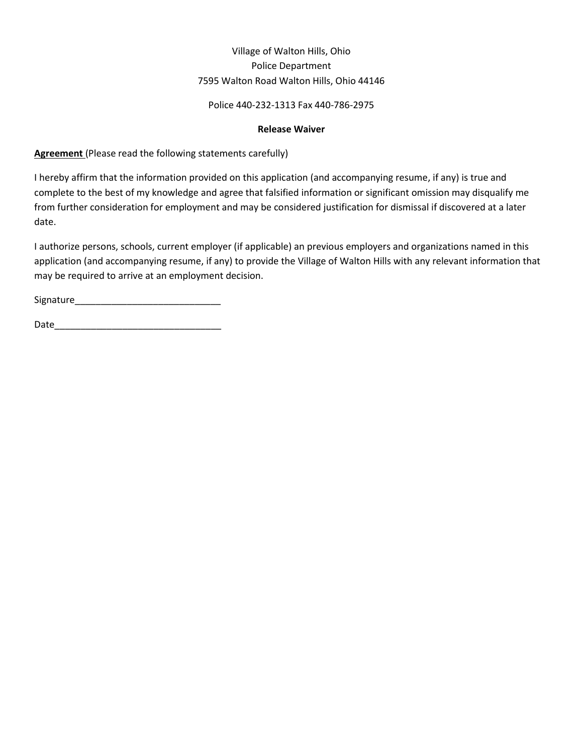Village of Walton Hills, Ohio
Police Department
7595 Walton Road Walton Hills, Ohio 44146

Police 440-232-1313 Fax 440-786-2975

**Release Waiver**

**Agreement** (Please read the following statements carefully)

I hereby affirm that the information provided on this application (and accompanying resume, if any) is true and complete to the best of my knowledge and agree that falsified information or significant omission may disqualify me from further consideration for employment and may be considered justification for dismissal if discovered at a later date.

I authorize persons, schools, current employer (if applicable) an previous employers and organizations named in this application (and accompanying resume, if any) to provide the Village of Walton Hills with any relevant information that may be required to arrive at an employment decision.

Signature____________________________

Date________________________________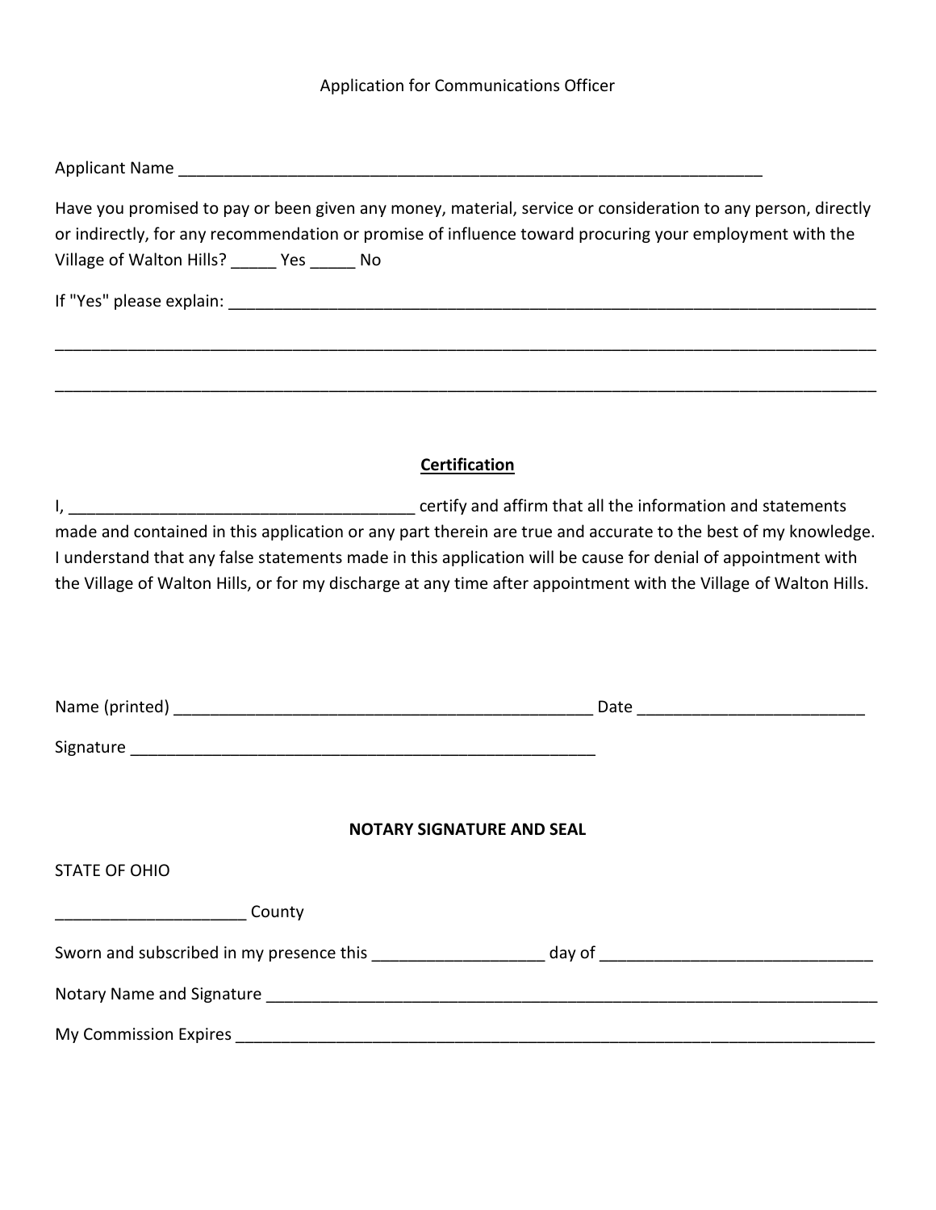Application for Communications Officer

Applicant Name ___________________________________________________________________

Have you promised to pay or been given any money, material, service or consideration to any person, directly or indirectly, for any recommendation or promise of influence toward procuring your employment with the Village of Walton Hills? _____ Yes _____ No

If "Yes" please explain: _________________________________________________________________________

_____________________________________________________________________________________________

_____________________________________________________________________________________________

**Certification**

I, ______________________________________ certify and affirm that all the information and statements made and contained in this application or any part therein are true and accurate to the best of my knowledge. I understand that any false statements made in this application will be cause for denial of appointment with the Village of Walton Hills, or for my discharge at any time after appointment with the Village of Walton Hills.

Name (printed) _______________________________________________ Date ________________________

Signature ____________________________________________________

**NOTARY SIGNATURE AND SEAL**

STATE OF OHIO

_____________________ County

Sworn and subscribed in my presence this ___________________ day of ______________________________

Notary Name and Signature ______________________________________________________________________

My Commission Expires _________________________________________________________________________